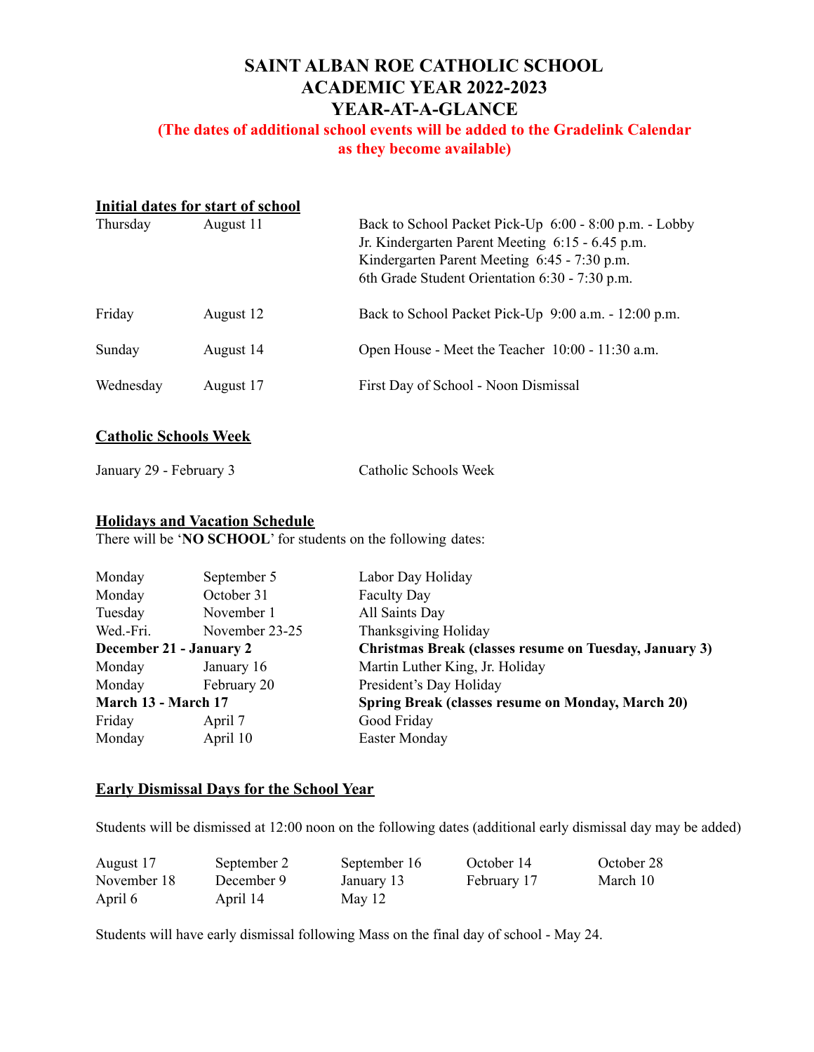# SAINT ALBAN ROE CATHOLIC SCHOOL
# ACADEMIC YEAR 2022-2023
# YEAR-AT-A-GLANCE

**(The dates of additional school events will be added to the Gradelink Calendar as they become available)**

## Initial dates for start of school

| | | |
|---|---|---|
| Thursday | August 11 | Back to School Packet Pick-Up 6:00 - 8:00 p.m. - Lobby<br>Jr. Kindergarten Parent Meeting 6:15 - 6.45 p.m.<br>Kindergarten Parent Meeting 6:45 - 7:30 p.m.<br>6th Grade Student Orientation 6:30 - 7:30 p.m. |
| Friday | August 12 | Back to School Packet Pick-Up 9:00 a.m. - 12:00 p.m. |
| Sunday | August 14 | Open House - Meet the Teacher 10:00 - 11:30 a.m. |
| Wednesday | August 17 | First Day of School - Noon Dismissal |

## Catholic Schools Week

| | |
|---|---|
| January 29 - February 3 | Catholic Schools Week |

## Holidays and Vacation Schedule

There will be '**NO SCHOOL**' for students on the following dates:

| | | |
|---|---|---|
| Monday | September 5 | Labor Day Holiday |
| Monday | October 31 | Faculty Day |
| Tuesday | November 1 | All Saints Day |
| Wed.-Fri. | November 23-25 | Thanksgiving Holiday |
| **December 21 - January 2** | | **Christmas Break (classes resume on Tuesday, January 3)** |
| Monday | January 16 | Martin Luther King, Jr. Holiday |
| Monday | February 20 | President's Day Holiday |
| **March 13 - March 17** | | **Spring Break (classes resume on Monday, March 20)** |
| Friday | April 7 | Good Friday |
| Monday | April 10 | Easter Monday |

## Early Dismissal Days for the School Year

Students will be dismissed at 12:00 noon on the following dates (additional early dismissal day may be added)

| | | | | |
|---|---|---|---|---|
| August 17 | September 2 | September 16 | October 14 | October 28 |
| November 18 | December 9 | January 13 | February 17 | March 10 |
| April 6 | April 14 | May 12 | | |

Students will have early dismissal following Mass on the final day of school - May 24.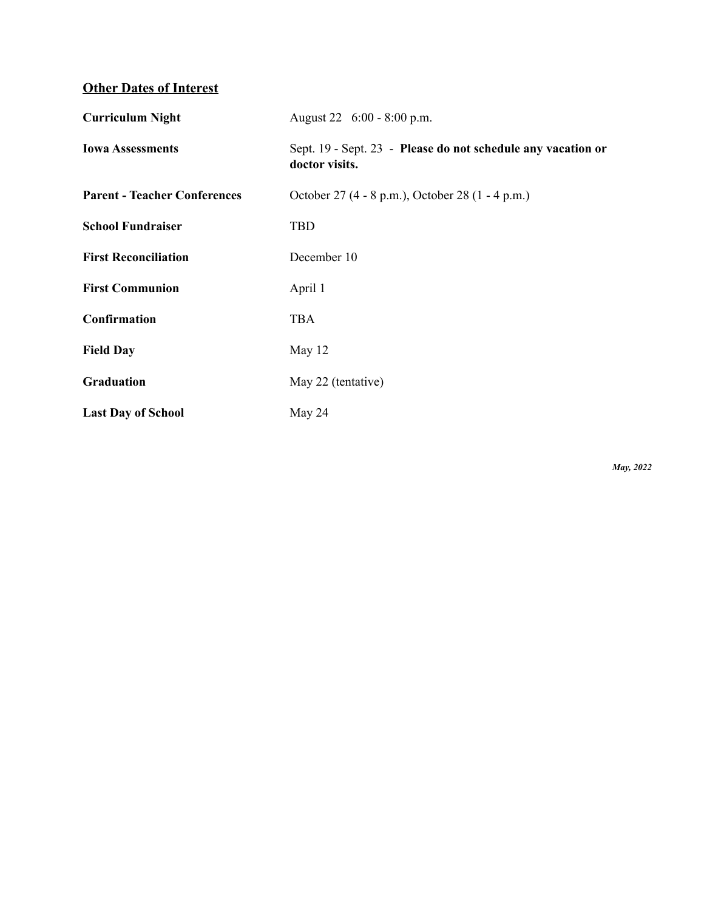## Other Dates of Interest

| | |
|---|---|
| **Curriculum Night** | August 22   6:00 - 8:00 p.m. |
| **Iowa Assessments** | Sept. 19 - Sept. 23  -  **Please do not schedule any vacation or doctor visits.** |
| **Parent - Teacher Conferences** | October 27 (4 - 8 p.m.), October 28 (1 - 4 p.m.) |
| **School Fundraiser** | TBD |
| **First Reconciliation** | December 10 |
| **First Communion** | April 1 |
| **Confirmation** | TBA |
| **Field Day** | May 12 |
| **Graduation** | May 22 (tentative) |
| **Last Day of School** | May 24 |

***May, 2022***